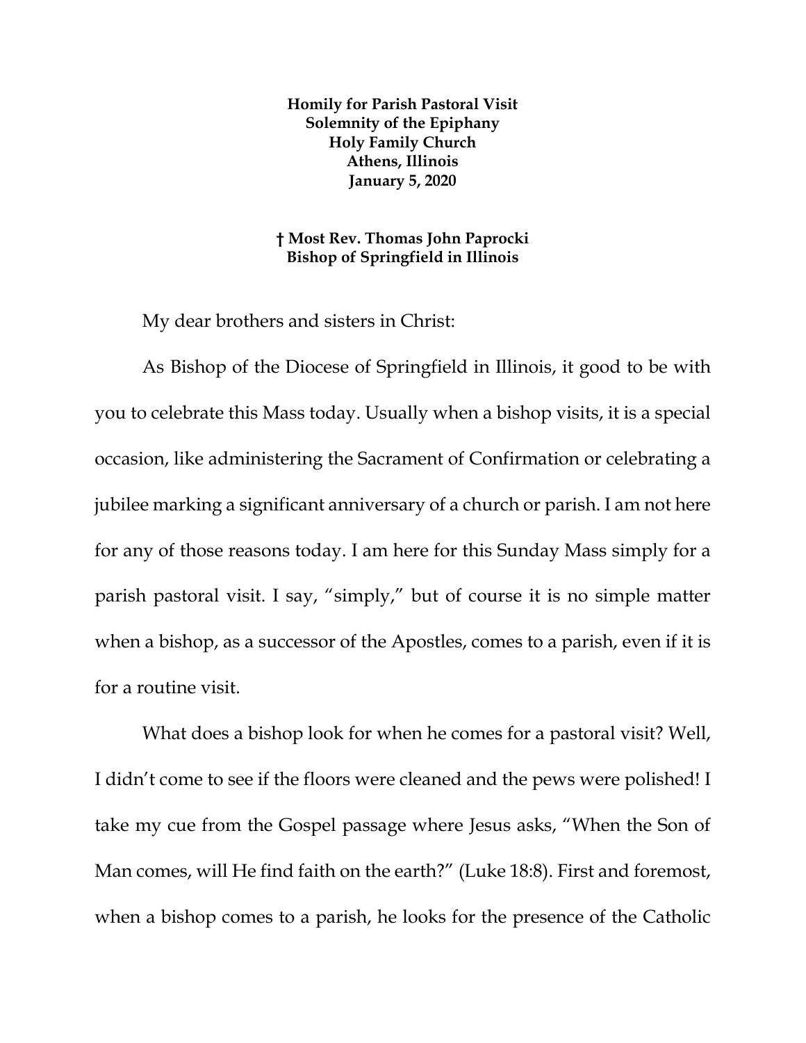**Homily for Parish Pastoral Visit**
**Solemnity of the Epiphany**
**Holy Family Church**
**Athens, Illinois**
**January 5, 2020**

**† Most Rev. Thomas John Paprocki**
**Bishop of Springfield in Illinois**

My dear brothers and sisters in Christ:

As Bishop of the Diocese of Springfield in Illinois, it good to be with you to celebrate this Mass today. Usually when a bishop visits, it is a special occasion, like administering the Sacrament of Confirmation or celebrating a jubilee marking a significant anniversary of a church or parish. I am not here for any of those reasons today. I am here for this Sunday Mass simply for a parish pastoral visit. I say, "simply," but of course it is no simple matter when a bishop, as a successor of the Apostles, comes to a parish, even if it is for a routine visit.

What does a bishop look for when he comes for a pastoral visit? Well, I didn't come to see if the floors were cleaned and the pews were polished! I take my cue from the Gospel passage where Jesus asks, "When the Son of Man comes, will He find faith on the earth?" (Luke 18:8). First and foremost, when a bishop comes to a parish, he looks for the presence of the Catholic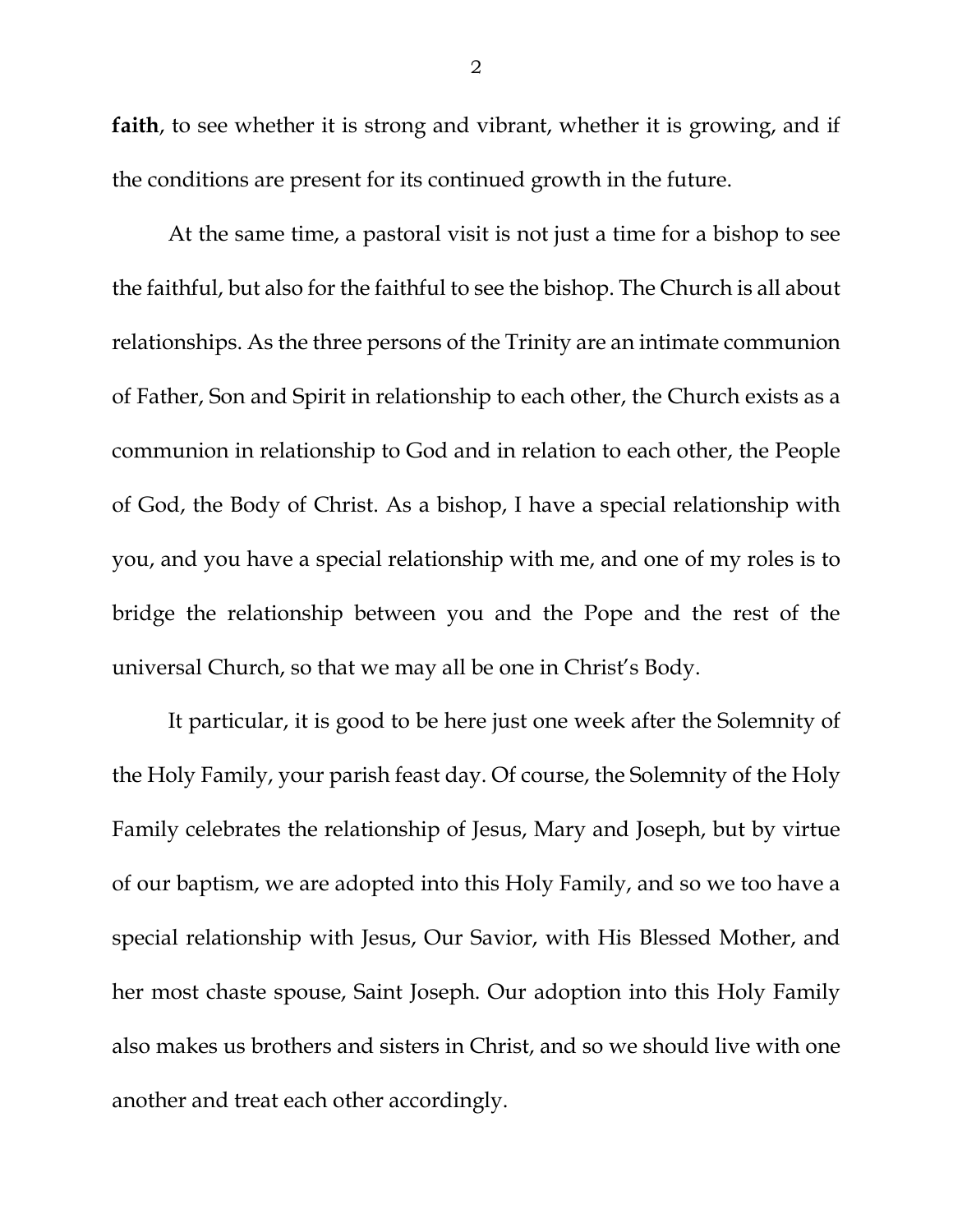**faith**, to see whether it is strong and vibrant, whether it is growing, and if the conditions are present for its continued growth in the future.

At the same time, a pastoral visit is not just a time for a bishop to see the faithful, but also for the faithful to see the bishop. The Church is all about relationships. As the three persons of the Trinity are an intimate communion of Father, Son and Spirit in relationship to each other, the Church exists as a communion in relationship to God and in relation to each other, the People of God, the Body of Christ. As a bishop, I have a special relationship with you, and you have a special relationship with me, and one of my roles is to bridge the relationship between you and the Pope and the rest of the universal Church, so that we may all be one in Christ's Body.

It particular, it is good to be here just one week after the Solemnity of the Holy Family, your parish feast day. Of course, the Solemnity of the Holy Family celebrates the relationship of Jesus, Mary and Joseph, but by virtue of our baptism, we are adopted into this Holy Family, and so we too have a special relationship with Jesus, Our Savior, with His Blessed Mother, and her most chaste spouse, Saint Joseph. Our adoption into this Holy Family also makes us brothers and sisters in Christ, and so we should live with one another and treat each other accordingly.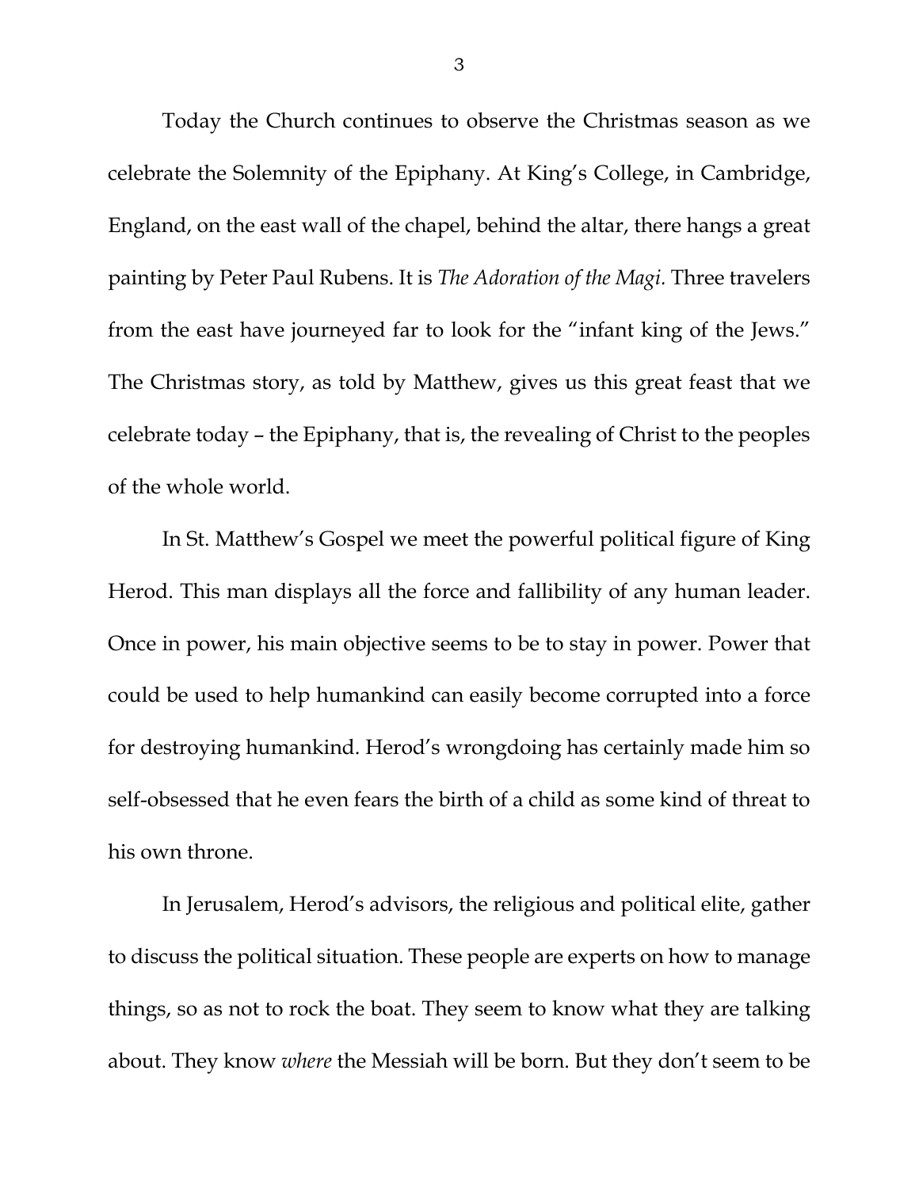Today the Church continues to observe the Christmas season as we celebrate the Solemnity of the Epiphany. At King's College, in Cambridge, England, on the east wall of the chapel, behind the altar, there hangs a great painting by Peter Paul Rubens. It is *The Adoration of the Magi.* Three travelers from the east have journeyed far to look for the "infant king of the Jews." The Christmas story, as told by Matthew, gives us this great feast that we celebrate today – the Epiphany, that is, the revealing of Christ to the peoples of the whole world.

In St. Matthew's Gospel we meet the powerful political figure of King Herod. This man displays all the force and fallibility of any human leader. Once in power, his main objective seems to be to stay in power. Power that could be used to help humankind can easily become corrupted into a force for destroying humankind. Herod's wrongdoing has certainly made him so self-obsessed that he even fears the birth of a child as some kind of threat to his own throne.

In Jerusalem, Herod's advisors, the religious and political elite, gather to discuss the political situation. These people are experts on how to manage things, so as not to rock the boat. They seem to know what they are talking about. They know *where* the Messiah will be born. But they don't seem to be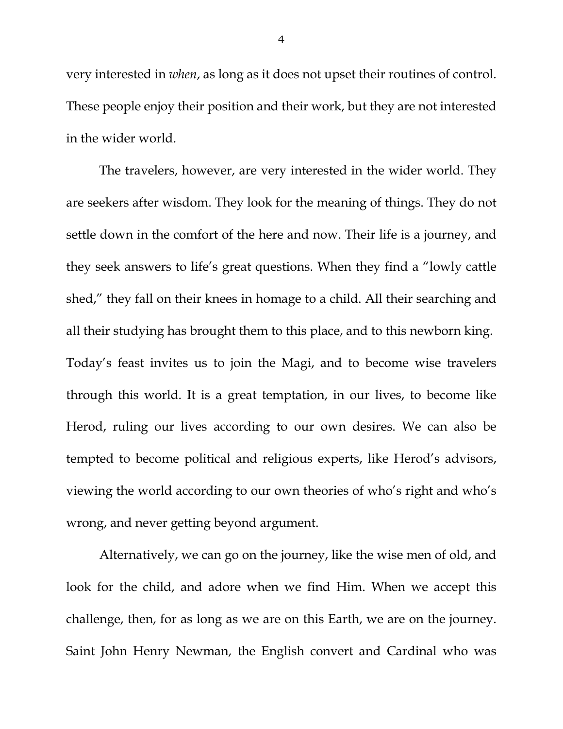very interested in *when*, as long as it does not upset their routines of control. These people enjoy their position and their work, but they are not interested in the wider world.

The travelers, however, are very interested in the wider world. They are seekers after wisdom. They look for the meaning of things. They do not settle down in the comfort of the here and now. Their life is a journey, and they seek answers to life's great questions. When they find a "lowly cattle shed," they fall on their knees in homage to a child. All their searching and all their studying has brought them to this place, and to this newborn king. Today's feast invites us to join the Magi, and to become wise travelers through this world. It is a great temptation, in our lives, to become like Herod, ruling our lives according to our own desires. We can also be tempted to become political and religious experts, like Herod's advisors, viewing the world according to our own theories of who's right and who's wrong, and never getting beyond argument.

Alternatively, we can go on the journey, like the wise men of old, and look for the child, and adore when we find Him. When we accept this challenge, then, for as long as we are on this Earth, we are on the journey. Saint John Henry Newman, the English convert and Cardinal who was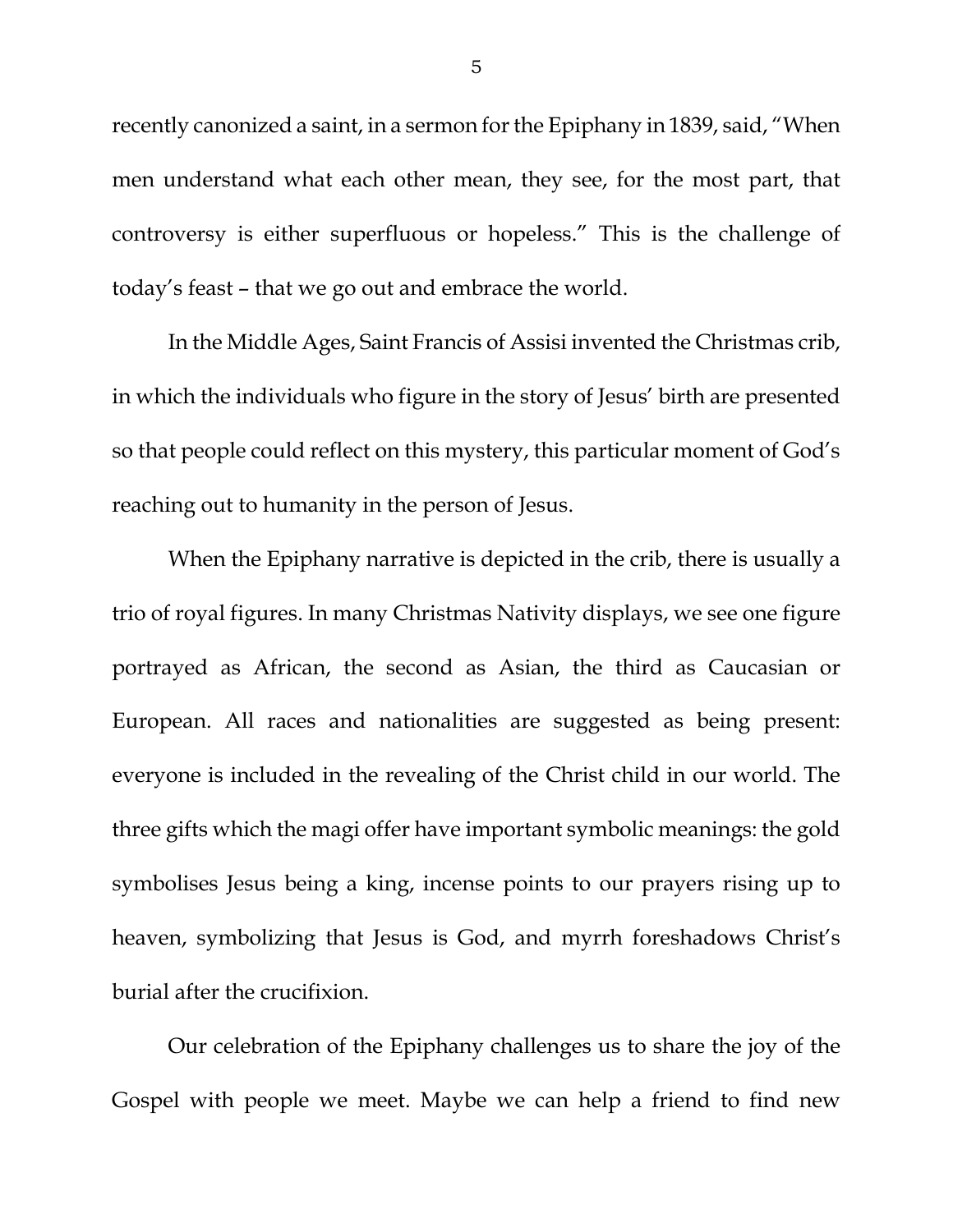recently canonized a saint, in a sermon for the Epiphany in 1839, said, "When men understand what each other mean, they see, for the most part, that controversy is either superfluous or hopeless." This is the challenge of today's feast – that we go out and embrace the world.

In the Middle Ages, Saint Francis of Assisi invented the Christmas crib, in which the individuals who figure in the story of Jesus' birth are presented so that people could reflect on this mystery, this particular moment of God's reaching out to humanity in the person of Jesus.

When the Epiphany narrative is depicted in the crib, there is usually a trio of royal figures. In many Christmas Nativity displays, we see one figure portrayed as African, the second as Asian, the third as Caucasian or European. All races and nationalities are suggested as being present: everyone is included in the revealing of the Christ child in our world. The three gifts which the magi offer have important symbolic meanings: the gold symbolises Jesus being a king, incense points to our prayers rising up to heaven, symbolizing that Jesus is God, and myrrh foreshadows Christ's burial after the crucifixion.

Our celebration of the Epiphany challenges us to share the joy of the Gospel with people we meet. Maybe we can help a friend to find new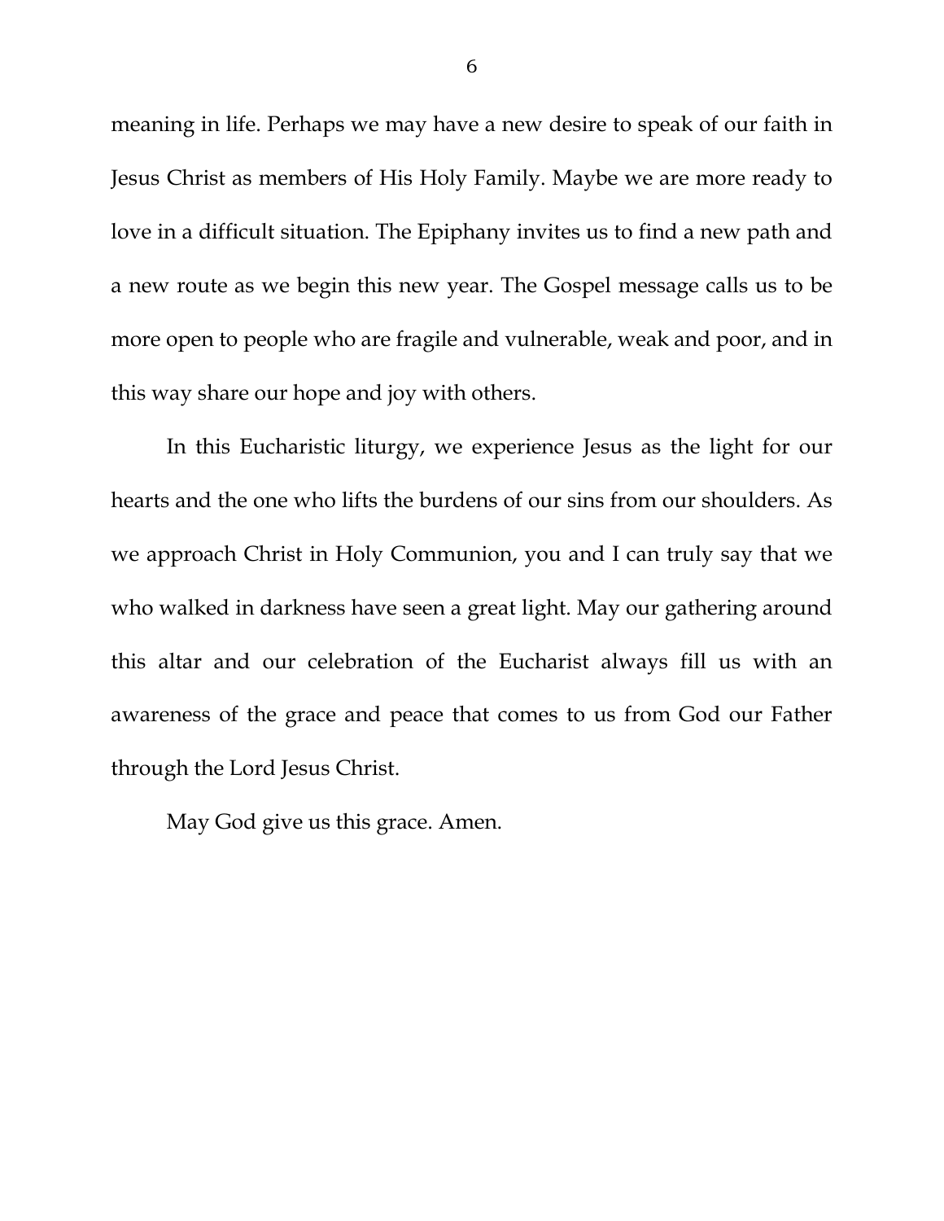meaning in life. Perhaps we may have a new desire to speak of our faith in Jesus Christ as members of His Holy Family. Maybe we are more ready to love in a difficult situation. The Epiphany invites us to find a new path and a new route as we begin this new year. The Gospel message calls us to be more open to people who are fragile and vulnerable, weak and poor, and in this way share our hope and joy with others.

In this Eucharistic liturgy, we experience Jesus as the light for our hearts and the one who lifts the burdens of our sins from our shoulders. As we approach Christ in Holy Communion, you and I can truly say that we who walked in darkness have seen a great light. May our gathering around this altar and our celebration of the Eucharist always fill us with an awareness of the grace and peace that comes to us from God our Father through the Lord Jesus Christ.

May God give us this grace. Amen.